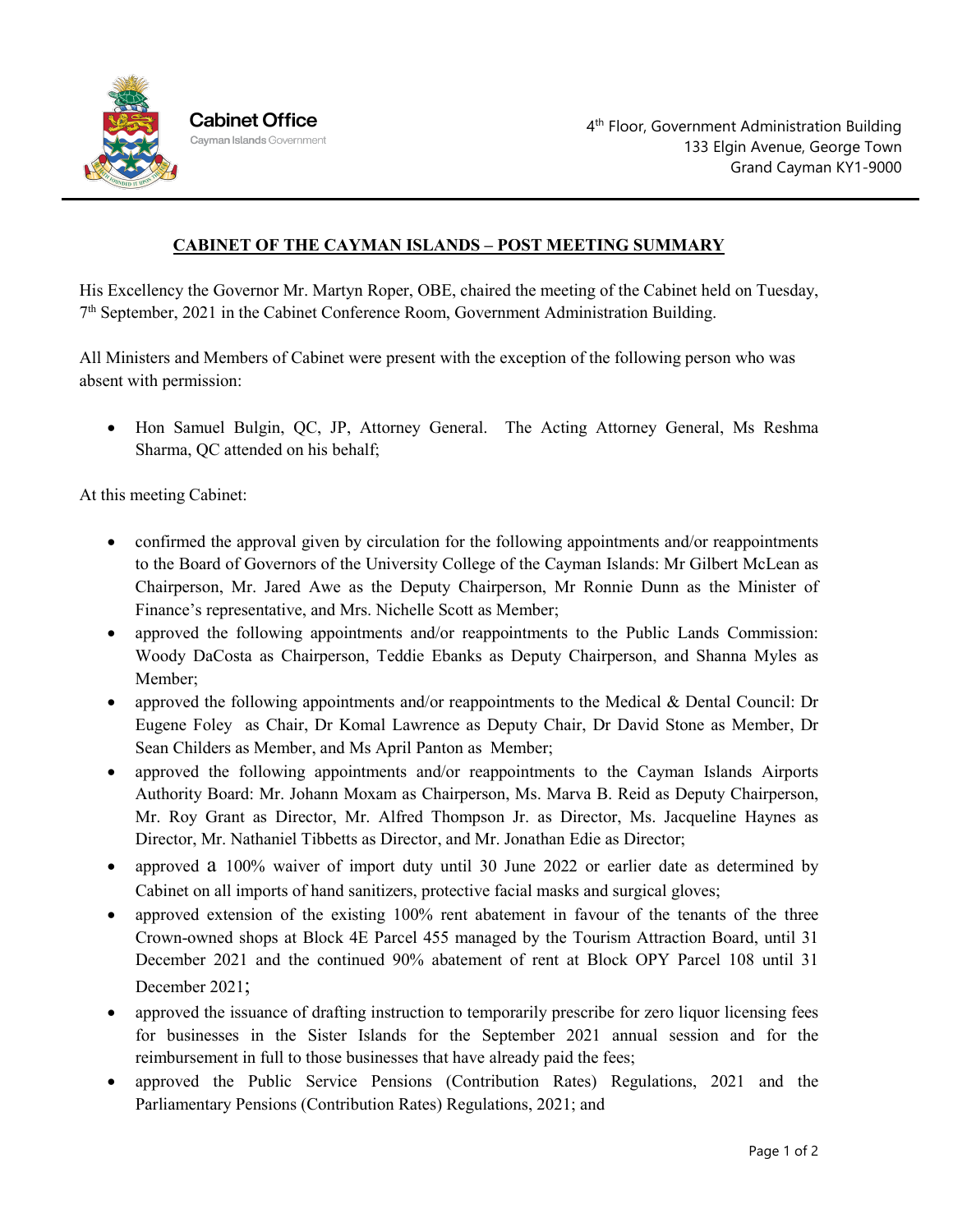**Cabinet Office**
Cayman Islands Government

4th Floor, Government Administration Building
133 Elgin Avenue, George Town
Grand Cayman KY1-9000

## CABINET OF THE CAYMAN ISLANDS – POST MEETING SUMMARY

His Excellency the Governor Mr. Martyn Roper, OBE, chaired the meeting of the Cabinet held on Tuesday, 7th September, 2021 in the Cabinet Conference Room, Government Administration Building.

All Ministers and Members of Cabinet were present with the exception of the following person who was absent with permission:

- Hon Samuel Bulgin, QC, JP, Attorney General. The Acting Attorney General, Ms Reshma Sharma, QC attended on his behalf;

At this meeting Cabinet:

- confirmed the approval given by circulation for the following appointments and/or reappointments to the Board of Governors of the University College of the Cayman Islands: Mr Gilbert McLean as Chairperson, Mr. Jared Awe as the Deputy Chairperson, Mr Ronnie Dunn as the Minister of Finance's representative, and Mrs. Nichelle Scott as Member;
- approved the following appointments and/or reappointments to the Public Lands Commission: Woody DaCosta as Chairperson, Teddie Ebanks as Deputy Chairperson, and Shanna Myles as Member;
- approved the following appointments and/or reappointments to the Medical & Dental Council: Dr Eugene Foley as Chair, Dr Komal Lawrence as Deputy Chair, Dr David Stone as Member, Dr Sean Childers as Member, and Ms April Panton as Member;
- approved the following appointments and/or reappointments to the Cayman Islands Airports Authority Board: Mr. Johann Moxam as Chairperson, Ms. Marva B. Reid as Deputy Chairperson, Mr. Roy Grant as Director, Mr. Alfred Thompson Jr. as Director, Ms. Jacqueline Haynes as Director, Mr. Nathaniel Tibbetts as Director, and Mr. Jonathan Edie as Director;
- approved a 100% waiver of import duty until 30 June 2022 or earlier date as determined by Cabinet on all imports of hand sanitizers, protective facial masks and surgical gloves;
- approved extension of the existing 100% rent abatement in favour of the tenants of the three Crown-owned shops at Block 4E Parcel 455 managed by the Tourism Attraction Board, until 31 December 2021 and the continued 90% abatement of rent at Block OPY Parcel 108 until 31 December 2021;
- approved the issuance of drafting instruction to temporarily prescribe for zero liquor licensing fees for businesses in the Sister Islands for the September 2021 annual session and for the reimbursement in full to those businesses that have already paid the fees;
- approved the Public Service Pensions (Contribution Rates) Regulations, 2021 and the Parliamentary Pensions (Contribution Rates) Regulations, 2021; and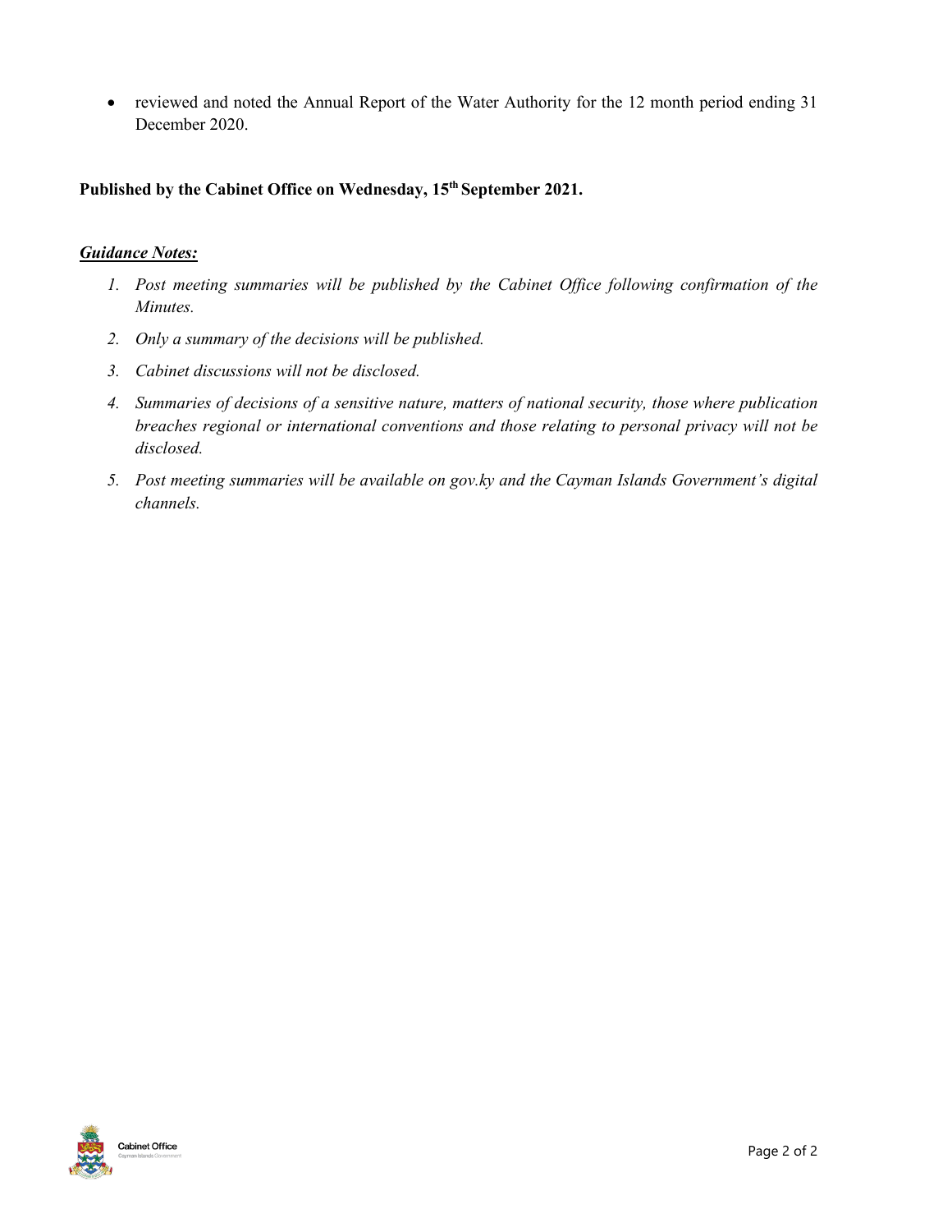- reviewed and noted the Annual Report of the Water Authority for the 12 month period ending 31 December 2020.

**Published by the Cabinet Office on Wednesday, 15th September 2021.**

***Guidance Notes:***

1. *Post meeting summaries will be published by the Cabinet Office following confirmation of the Minutes.*
2. *Only a summary of the decisions will be published.*
3. *Cabinet discussions will not be disclosed.*
4. *Summaries of decisions of a sensitive nature, matters of national security, those where publication breaches regional or international conventions and those relating to personal privacy will not be disclosed.*
5. *Post meeting summaries will be available on gov.ky and the Cayman Islands Government's digital channels.*